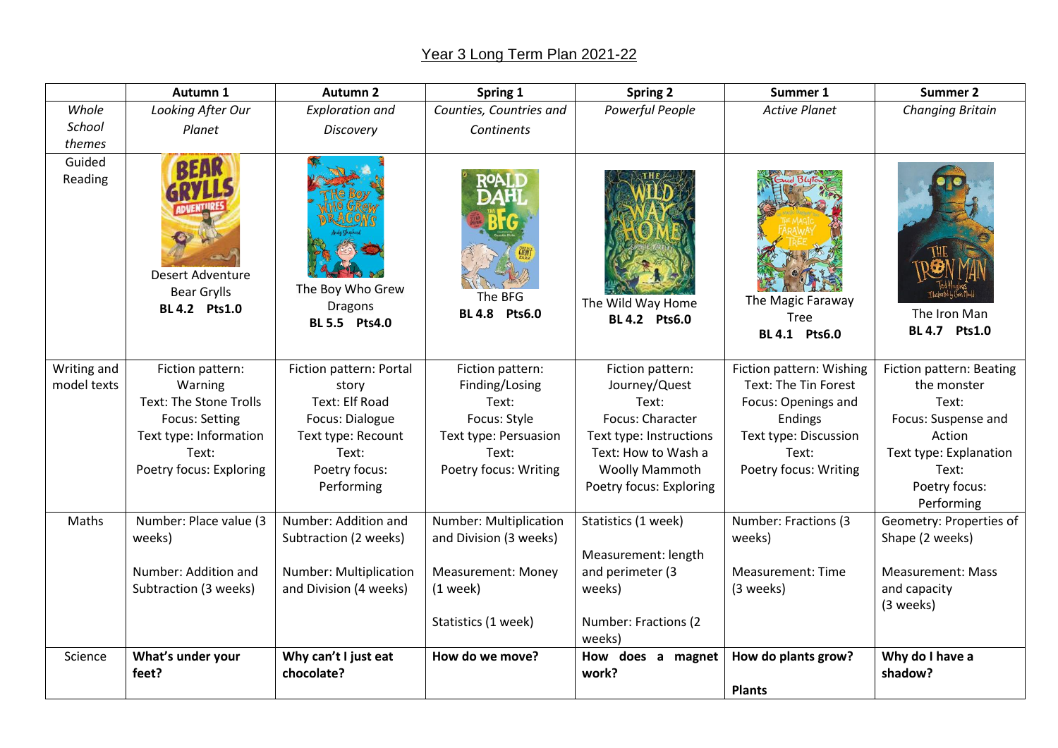# Year 3 Long Term Plan 2021-22

| | Autumn 1 | Autumn 2 | Spring 1 | Spring 2 | Summer 1 | Summer 2 |
|---|---|---|---|---|---|---|
| *Whole School themes* | *Looking After Our Planet* | *Exploration and Discovery* | *Counties, Countries and Continents* | *Powerful People* | *Active Planet* | *Changing Britain* |
| Guided Reading | Desert Adventure Bear Grylls **BL 4.2 Pts1.0** | The Boy Who Grew Dragons **BL 5.5 Pts4.0** | The BFG **BL 4.8 Pts6.0** | The Wild Way Home **BL 4.2 Pts6.0** | The Magic Faraway Tree **BL 4.1 Pts6.0** | The Iron Man **BL 4.7 Pts1.0** |
| Writing and model texts | Fiction pattern: Warning<br>Text: The Stone Trolls<br>Focus: Setting<br>Text type: Information<br>Text:<br>Poetry focus: Exploring | Fiction pattern: Portal story<br>Text: Elf Road<br>Focus: Dialogue<br>Text type: Recount<br>Text:<br>Poetry focus: Performing | Fiction pattern: Finding/Losing<br>Text:<br>Focus: Style<br>Text type: Persuasion<br>Text:<br>Poetry focus: Writing | Fiction pattern: Journey/Quest<br>Text:<br>Focus: Character<br>Text type: Instructions<br>Text: How to Wash a Woolly Mammoth<br>Poetry focus: Exploring | Fiction pattern: Wishing<br>Text: The Tin Forest<br>Focus: Openings and Endings<br>Text type: Discussion<br>Text:<br>Poetry focus: Writing | Fiction pattern: Beating the monster<br>Text:<br>Focus: Suspense and Action<br>Text type: Explanation<br>Text:<br>Poetry focus: Performing |
| Maths | Number: Place value (3 weeks)<br><br>Number: Addition and Subtraction (3 weeks) | Number: Addition and Subtraction (2 weeks)<br><br>Number: Multiplication and Division (4 weeks) | Number: Multiplication and Division (3 weeks)<br><br>Measurement: Money (1 week)<br><br>Statistics (1 week) | Statistics (1 week)<br><br>Measurement: length and perimeter (3 weeks)<br><br>Number: Fractions (2 weeks) | Number: Fractions (3 weeks)<br><br>Measurement: Time (3 weeks) | Geometry: Properties of Shape (2 weeks)<br><br>Measurement: Mass and capacity (3 weeks) |
| Science | **What's under your feet?** | **Why can't I just eat chocolate?** | **How do we move?** | **How does a magnet work?** | **How do plants grow?**<br><br>**Plants** | **Why do I have a shadow?** |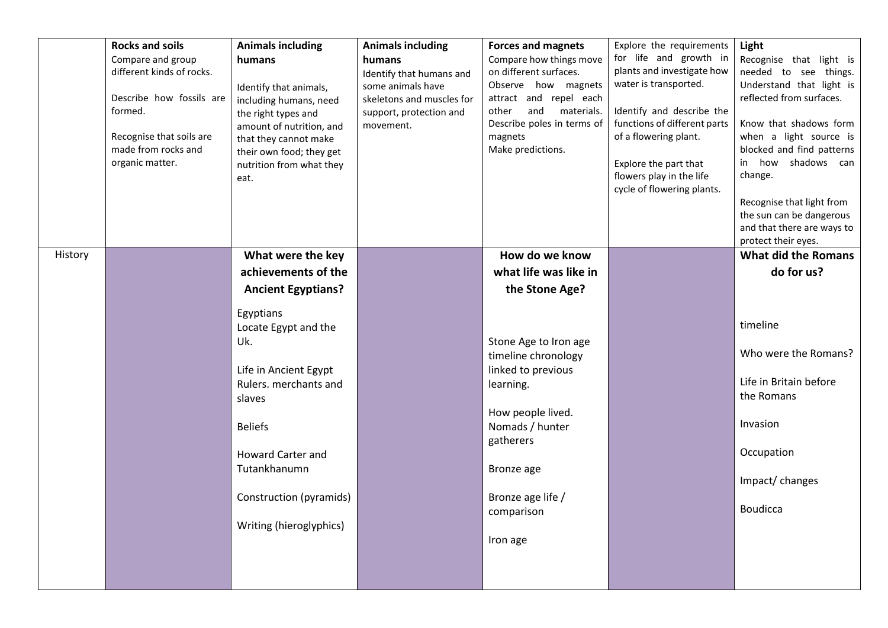| | | | | | | |
|---|---|---|---|---|---|---|
| | **Rocks and soils**<br>Compare and group different kinds of rocks.<br><br>Describe how fossils are formed.<br><br>Recognise that soils are made from rocks and organic matter. | **Animals including humans**<br><br>Identify that animals, including humans, need the right types and amount of nutrition, and that they cannot make their own food; they get nutrition from what they eat. | **Animals including humans**<br>Identify that humans and some animals have skeletons and muscles for support, protection and movement. | **Forces and magnets**<br>Compare how things move on different surfaces.<br>Observe how magnets attract and repel each other and materials. Describe poles in terms of magnets<br>Make predictions. | Explore the requirements for life and growth in plants and investigate how water is transported.<br><br>Identify and describe the functions of different parts of a flowering plant.<br><br>Explore the part that flowers play in the life cycle of flowering plants. | **Light**<br>Recognise that light is needed to see things. Understand that light is reflected from surfaces.<br><br>Know that shadows form when a light source is blocked and find patterns in how shadows can change.<br><br>Recognise that light from the sun can be dangerous and that there are ways to protect their eyes. |
| History | | **What were the key achievements of the Ancient Egyptians?**<br><br>Egyptians<br>Locate Egypt and the Uk.<br><br>Life in Ancient Egypt<br>Rulers. merchants and slaves<br><br>Beliefs<br><br>Howard Carter and Tutankhanumn<br><br>Construction (pyramids)<br><br>Writing (hieroglyphics) | | **How do we know what life was like in the Stone Age?**<br><br>Stone Age to Iron age timeline chronology linked to previous learning.<br><br>How people lived.<br>Nomads / hunter gatherers<br><br>Bronze age<br><br>Bronze age life / comparison<br><br>Iron age | | **What did the Romans do for us?**<br><br>timeline<br><br>Who were the Romans?<br><br>Life in Britain before the Romans<br><br>Invasion<br><br>Occupation<br><br>Impact/ changes<br><br>Boudicca |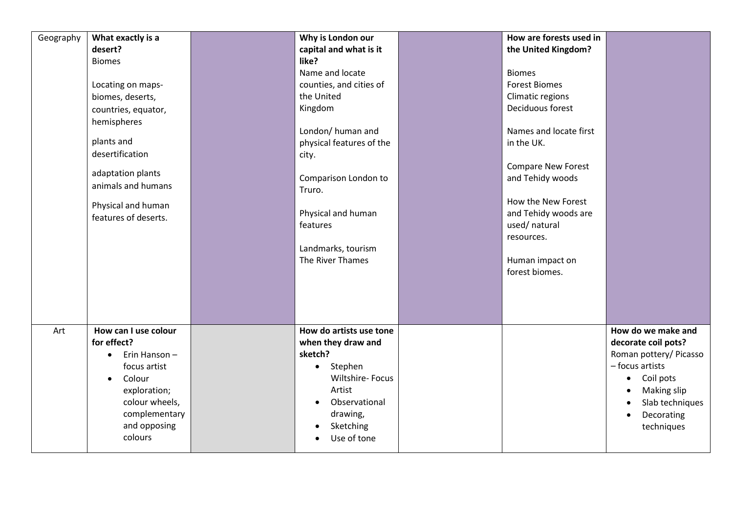| Geography | **What exactly is a desert?**<br>Biomes<br><br>Locating on maps- biomes, deserts, countries, equator, hemispheres<br><br>plants and desertification<br><br>adaptation plants animals and humans<br><br>Physical and human features of deserts. | | **Why is London our capital and what is it like?**<br>Name and locate counties, and cities of the United Kingdom<br><br>London/ human and physical features of the city.<br><br>Comparison London to Truro.<br><br>Physical and human features<br><br>Landmarks, tourism<br>The River Thames | | **How are forests used in the United Kingdom?**<br><br>Biomes<br>Forest Biomes<br>Climatic regions<br>Deciduous forest<br><br>Names and locate first in the UK.<br><br>Compare New Forest and Tehidy woods<br><br>How the New Forest and Tehidy woods are used/ natural resources.<br><br>Human impact on forest biomes. | |
|---|---|---|---|---|---|---|
| Art | **How can I use colour for effect?**<br>• Erin Hanson – focus artist<br>• Colour exploration; colour wheels, complementary and opposing colours | | **How do artists use tone when they draw and sketch?**<br>• Stephen Wiltshire- Focus Artist<br>• Observational drawing,<br>• Sketching<br>• Use of tone | | | **How do we make and decorate coil pots?**<br>Roman pottery/ Picasso – focus artists<br>• Coil pots<br>• Making slip<br>• Slab techniques<br>• Decorating techniques |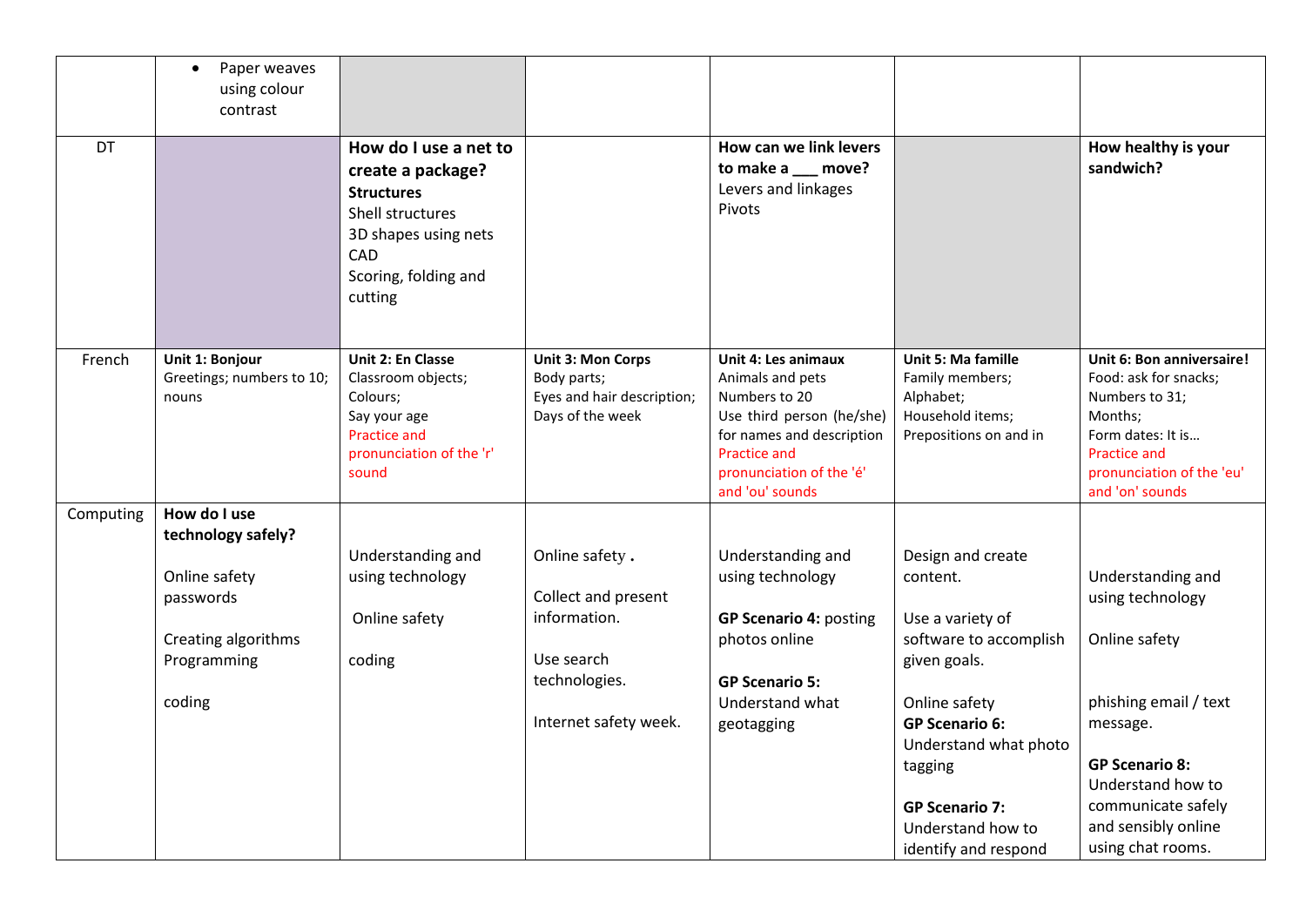| | | | | | | |
|---|---|---|---|---|---|---|
| | • Paper weaves using colour contrast | | | | | |
| DT | | **How do I use a net to create a package?**<br>**Structures**<br>Shell structures<br>3D shapes using nets<br>CAD<br>Scoring, folding and cutting | | **How can we link levers to make a ___ move?**<br>Levers and linkages<br>Pivots | | **How healthy is your sandwich?** |
| French | **Unit 1: Bonjour**<br>Greetings; numbers to 10; nouns | **Unit 2: En Classe**<br>Classroom objects;<br>Colours;<br>Say your age<br>Practice and pronunciation of the 'r' sound | **Unit 3: Mon Corps**<br>Body parts;<br>Eyes and hair description;<br>Days of the week | **Unit 4: Les animaux**<br>Animals and pets<br>Numbers to 20<br>Use third person (he/she) for names and description<br>Practice and pronunciation of the 'é' and 'ou' sounds | **Unit 5: Ma famille**<br>Family members;<br>Alphabet;<br>Household items;<br>Prepositions on and in | **Unit 6: Bon anniversaire!**<br>Food: ask for snacks;<br>Numbers to 31;<br>Months;<br>Form dates: It is…<br>Practice and pronunciation of the 'eu' and 'on' sounds |
| Computing | **How do I use technology safely?**<br><br>Online safety passwords<br><br>Creating algorithms<br>Programming<br><br>coding | Understanding and using technology<br><br>Online safety<br><br>coding | Online safety **.**<br><br>Collect and present information.<br><br>Use search technologies.<br><br>Internet safety week. | Understanding and using technology<br><br>**GP Scenario 4:** posting photos online<br><br>**GP Scenario 5:** Understand what geotagging | Design and create content.<br><br>Use a variety of software to accomplish given goals.<br><br>Online safety<br>**GP Scenario 6:** Understand what photo tagging<br><br>**GP Scenario 7:** Understand how to identify and respond | Understanding and using technology<br><br>Online safety<br><br>phishing email / text message.<br><br>**GP Scenario 8:** Understand how to communicate safely and sensibly online using chat rooms. |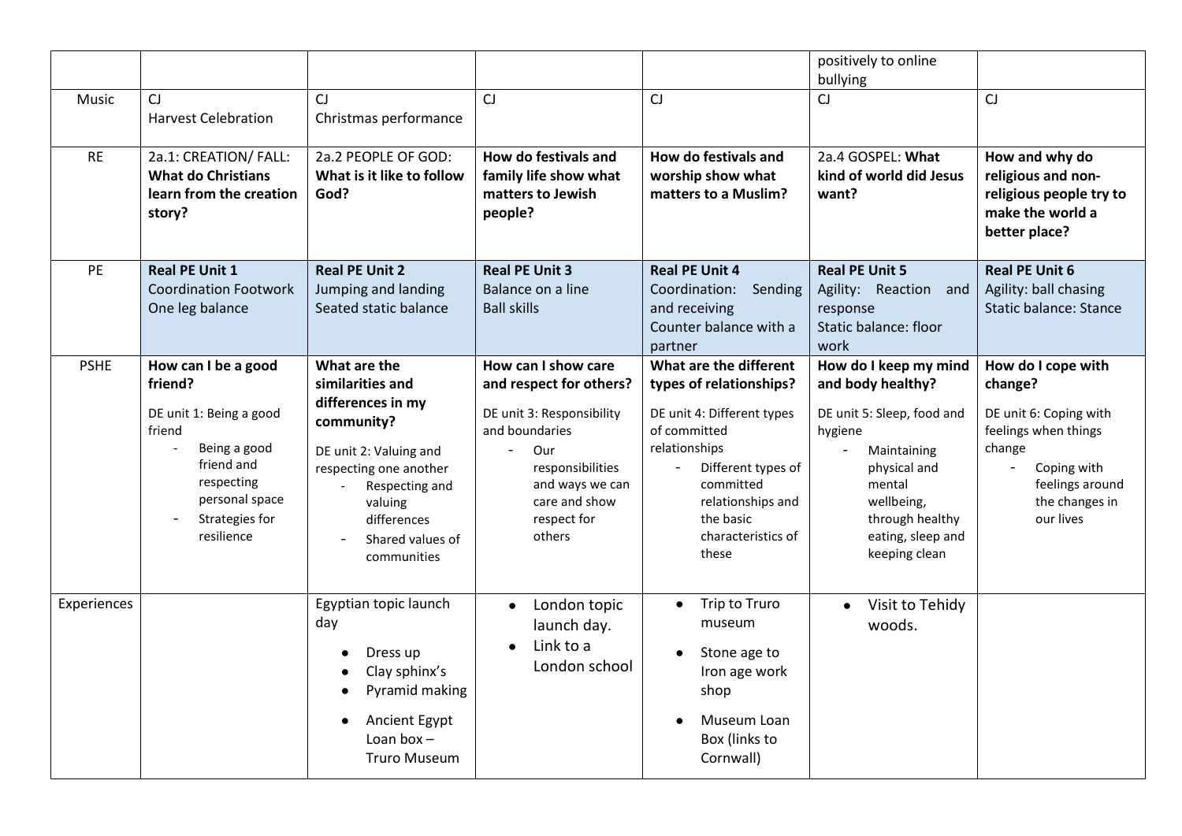| | | | | | | |
|---|---|---|---|---|---|---|
| | | | | | positively to online bullying | |
| Music | CJ<br>Harvest Celebration | CJ<br>Christmas performance | CJ | CJ | CJ | CJ |
| RE | 2a.1: CREATION/ FALL: **What do Christians learn from the creation story?** | 2a.2 PEOPLE OF GOD: **What is it like to follow God?** | **How do festivals and family life show what matters to Jewish people?** | **How do festivals and worship show what matters to a Muslim?** | 2a.4 GOSPEL: **What kind of world did Jesus want?** | **How and why do religious and non-religious people try to make the world a better place?** |
| PE | **Real PE Unit 1**<br>Coordination Footwork<br>One leg balance | **Real PE Unit 2**<br>Jumping and landing<br>Seated static balance | **Real PE Unit 3**<br>Balance on a line<br>Ball skills | **Real PE Unit 4**<br>Coordination: Sending and receiving<br>Counter balance with a partner | **Real PE Unit 5**<br>Agility: Reaction and response<br>Static balance: floor work | **Real PE Unit 6**<br>Agility: ball chasing<br>Static balance: Stance |
| PSHE | **How can I be a good friend?**<br>DE unit 1: Being a good friend<br>- Being a good friend and respecting personal space<br>- Strategies for resilience | **What are the similarities and differences in my community?**<br>DE unit 2: Valuing and respecting one another<br>- Respecting and valuing differences<br>- Shared values of communities | **How can I show care and respect for others?**<br>DE unit 3: Responsibility and boundaries<br>- Our responsibilities and ways we can care and show respect for others | **What are the different types of relationships?**<br>DE unit 4: Different types of committed relationships<br>- Different types of committed relationships and the basic characteristics of these | **How do I keep my mind and body healthy?**<br>DE unit 5: Sleep, food and hygiene<br>- Maintaining physical and mental wellbeing, through healthy eating, sleep and keeping clean | **How do I cope with change?**<br>DE unit 6: Coping with feelings when things change<br>- Coping with feelings around the changes in our lives |
| Experiences | | Egyptian topic launch day<br>• Dress up<br>• Clay sphinx's<br>• Pyramid making<br>• Ancient Egypt Loan box – Truro Museum | • London topic launch day.<br>• Link to a London school | • Trip to Truro museum<br>• Stone age to Iron age work shop<br>• Museum Loan Box (links to Cornwall) | • Visit to Tehidy woods. | |